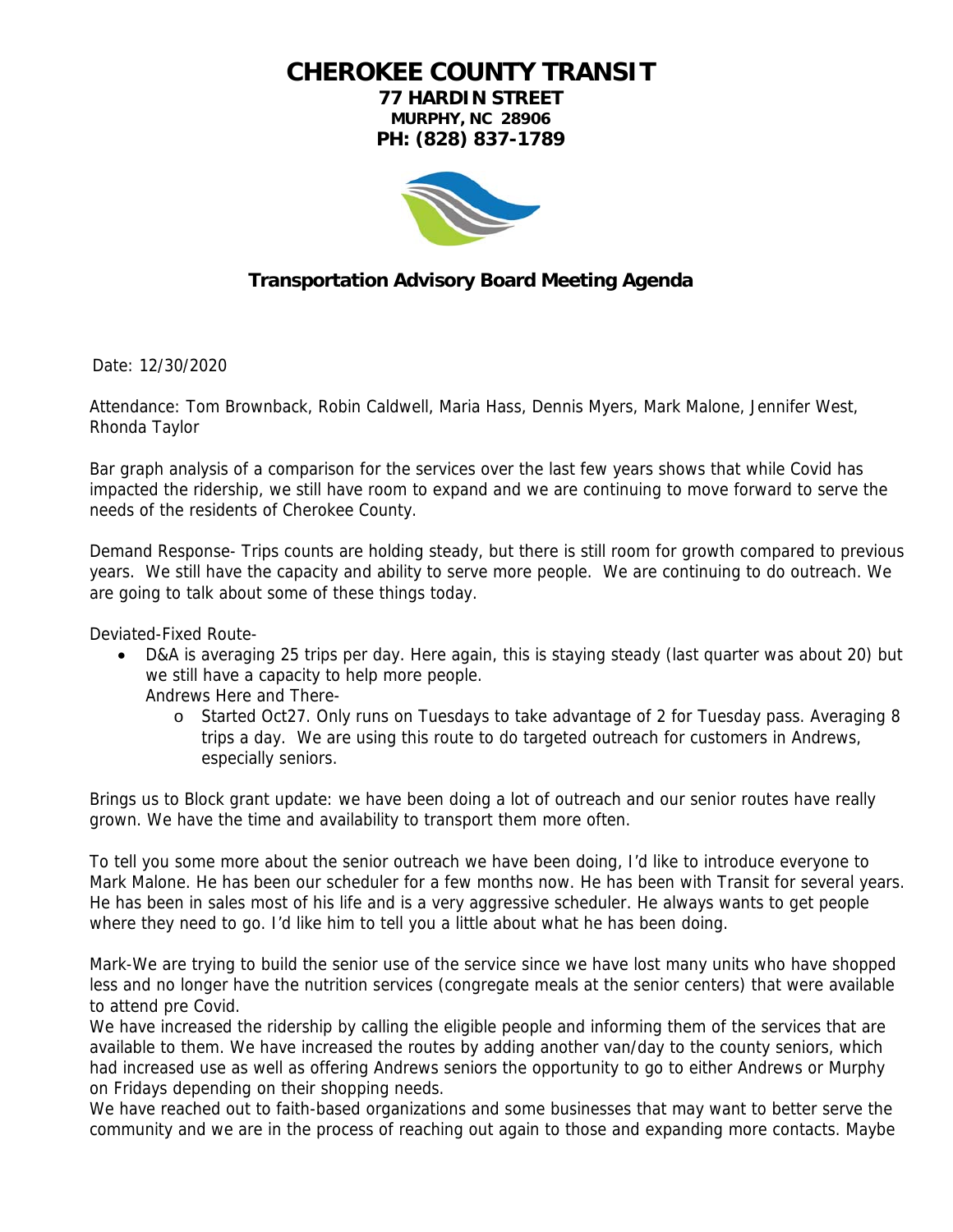# CHEROKEE COUNTY TRANSIT

**77 HARDIN STREET**
**MURPHY, NC 28906**
**PH: (828) 837-1789**

## Transportation Advisory Board Meeting Agenda

Date: 12/30/2020

Attendance: Tom Brownback, Robin Caldwell, Maria Hass, Dennis Myers, Mark Malone, Jennifer West, Rhonda Taylor

Bar graph analysis of a comparison for the services over the last few years shows that while Covid has impacted the ridership, we still have room to expand and we are continuing to move forward to serve the needs of the residents of Cherokee County.

Demand Response- Trips counts are holding steady, but there is still room for growth compared to previous years. We still have the capacity and ability to serve more people. We are continuing to do outreach. We are going to talk about some of these things today.

Deviated-Fixed Route-

- D&A is averaging 25 trips per day. Here again, this is staying steady (last quarter was about 20) but we still have a capacity to help more people.
  Andrews Here and There-
  - Started Oct27. Only runs on Tuesdays to take advantage of 2 for Tuesday pass. Averaging 8 trips a day. We are using this route to do targeted outreach for customers in Andrews, especially seniors.

Brings us to Block grant update: we have been doing a lot of outreach and our senior routes have really grown. We have the time and availability to transport them more often.

To tell you some more about the senior outreach we have been doing, I'd like to introduce everyone to Mark Malone. He has been our scheduler for a few months now. He has been with Transit for several years. He has been in sales most of his life and is a very aggressive scheduler. He always wants to get people where they need to go. I'd like him to tell you a little about what he has been doing.

Mark-We are trying to build the senior use of the service since we have lost many units who have shopped less and no longer have the nutrition services (congregate meals at the senior centers) that were available to attend pre Covid.
We have increased the ridership by calling the eligible people and informing them of the services that are available to them. We have increased the routes by adding another van/day to the county seniors, which had increased use as well as offering Andrews seniors the opportunity to go to either Andrews or Murphy on Fridays depending on their shopping needs.
We have reached out to faith-based organizations and some businesses that may want to better serve the community and we are in the process of reaching out again to those and expanding more contacts. Maybe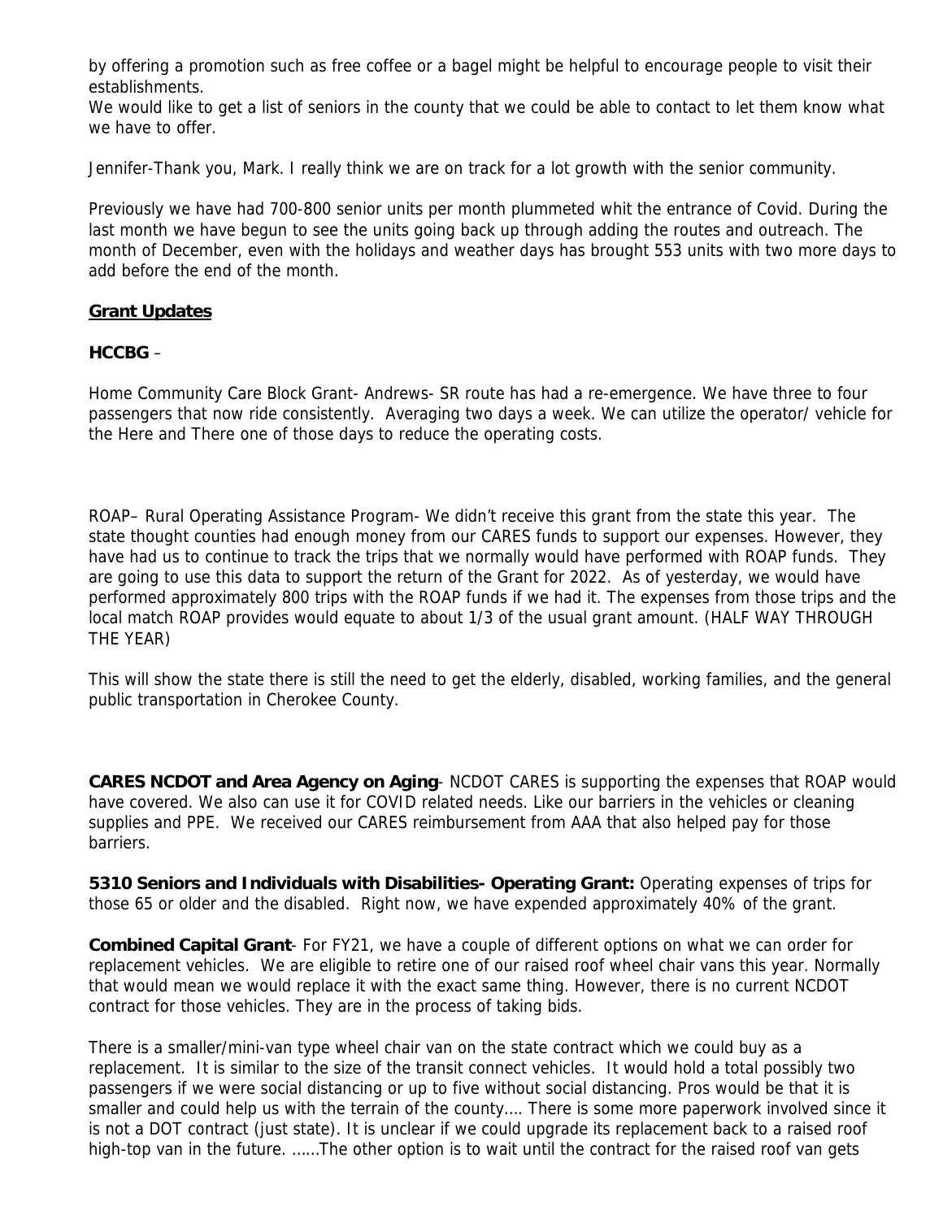by offering a promotion such as free coffee or a bagel might be helpful to encourage people to visit their establishments.
We would like to get a list of seniors in the county that we could be able to contact to let them know what we have to offer.

Jennifer-Thank you, Mark. I really think we are on track for a lot growth with the senior community.

Previously we have had 700-800 senior units per month plummeted whit the entrance of Covid. During the last month we have begun to see the units going back up through adding the routes and outreach. The month of December, even with the holidays and weather days has brought 553 units with two more days to add before the end of the month.

## Grant Updates

**HCCBG** –

Home Community Care Block Grant- Andrews- SR route has had a re-emergence. We have three to four passengers that now ride consistently. Averaging two days a week. We can utilize the operator/ vehicle for the Here and There one of those days to reduce the operating costs.

ROAP– Rural Operating Assistance Program- We didn't receive this grant from the state this year. The state thought counties had enough money from our CARES funds to support our expenses. However, they have had us to continue to track the trips that we normally would have performed with ROAP funds. They are going to use this data to support the return of the Grant for 2022. As of yesterday, we would have performed approximately 800 trips with the ROAP funds if we had it. The expenses from those trips and the local match ROAP provides would equate to about 1/3 of the usual grant amount. (HALF WAY THROUGH THE YEAR)

This will show the state there is still the need to get the elderly, disabled, working families, and the general public transportation in Cherokee County.

**CARES NCDOT and Area Agency on Aging**- NCDOT CARES is supporting the expenses that ROAP would have covered. We also can use it for COVID related needs. Like our barriers in the vehicles or cleaning supplies and PPE. We received our CARES reimbursement from AAA that also helped pay for those barriers.

**5310 Seniors and Individuals with Disabilities- Operating Grant:** Operating expenses of trips for those 65 or older and the disabled. Right now, we have expended approximately 40% of the grant.

**Combined Capital Grant**- For FY21, we have a couple of different options on what we can order for replacement vehicles. We are eligible to retire one of our raised roof wheel chair vans this year. Normally that would mean we would replace it with the exact same thing. However, there is no current NCDOT contract for those vehicles. They are in the process of taking bids.

There is a smaller/mini-van type wheel chair van on the state contract which we could buy as a replacement. It is similar to the size of the transit connect vehicles. It would hold a total possibly two passengers if we were social distancing or up to five without social distancing. Pros would be that it is smaller and could help us with the terrain of the county.... There is some more paperwork involved since it is not a DOT contract (just state). It is unclear if we could upgrade its replacement back to a raised roof high-top van in the future. ......The other option is to wait until the contract for the raised roof van gets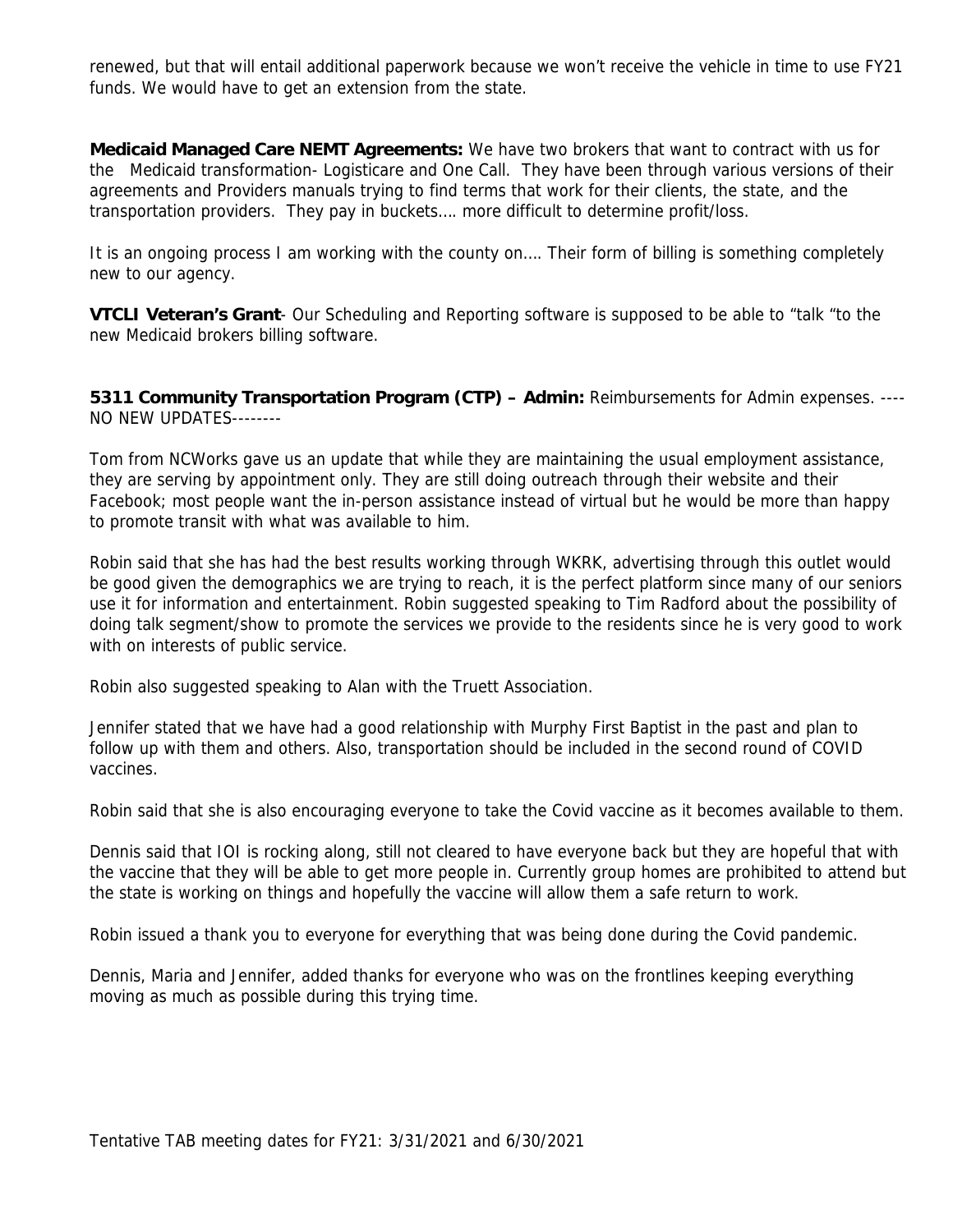renewed, but that will entail additional paperwork because we won't receive the vehicle in time to use FY21 funds. We would have to get an extension from the state.

**Medicaid Managed Care NEMT Agreements:** We have two brokers that want to contract with us for the Medicaid transformation- Logisticare and One Call. They have been through various versions of their agreements and Providers manuals trying to find terms that work for their clients, the state, and the transportation providers. They pay in buckets…. more difficult to determine profit/loss.

It is an ongoing process I am working with the county on…. Their form of billing is something completely new to our agency.

**VTCLI Veteran's Grant**- Our Scheduling and Reporting software is supposed to be able to "talk "to the new Medicaid brokers billing software.

**5311 Community Transportation Program (CTP) – Admin:** Reimbursements for Admin expenses. ----NO NEW UPDATES--------

Tom from NCWorks gave us an update that while they are maintaining the usual employment assistance, they are serving by appointment only. They are still doing outreach through their website and their Facebook; most people want the in-person assistance instead of virtual but he would be more than happy to promote transit with what was available to him.

Robin said that she has had the best results working through WKRK, advertising through this outlet would be good given the demographics we are trying to reach, it is the perfect platform since many of our seniors use it for information and entertainment. Robin suggested speaking to Tim Radford about the possibility of doing talk segment/show to promote the services we provide to the residents since he is very good to work with on interests of public service.

Robin also suggested speaking to Alan with the Truett Association.

Jennifer stated that we have had a good relationship with Murphy First Baptist in the past and plan to follow up with them and others. Also, transportation should be included in the second round of COVID vaccines.

Robin said that she is also encouraging everyone to take the Covid vaccine as it becomes available to them.

Dennis said that IOI is rocking along, still not cleared to have everyone back but they are hopeful that with the vaccine that they will be able to get more people in. Currently group homes are prohibited to attend but the state is working on things and hopefully the vaccine will allow them a safe return to work.

Robin issued a thank you to everyone for everything that was being done during the Covid pandemic.

Dennis, Maria and Jennifer, added thanks for everyone who was on the frontlines keeping everything moving as much as possible during this trying time.

Tentative TAB meeting dates for FY21: 3/31/2021 and 6/30/2021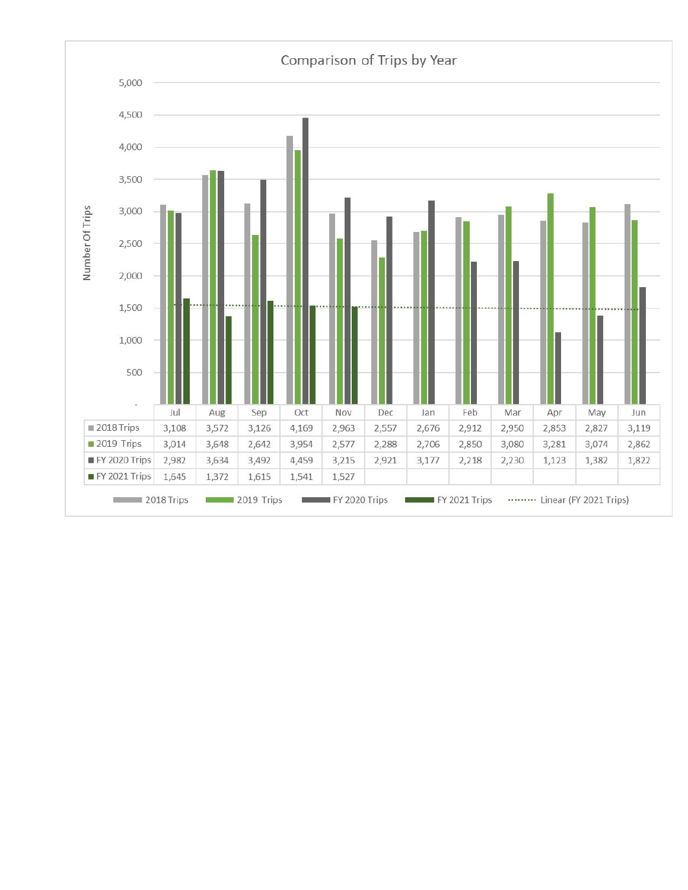Comparison of Trips by Year

5,000
4,500
4,000
3,500
3,000
2,500
2,000
1,500
1,000
500
-

Number Of Trips

| | Jul | Aug | Sep | Oct | Nov | Dec | Jan | Feb | Mar | Apr | May | Jun |
|---|---|---|---|---|---|---|---|---|---|---|---|---|
| 2018 Trips | 3,108 | 3,572 | 3,126 | 4,169 | 2,963 | 2,557 | 2,676 | 2,912 | 2,950 | 2,853 | 2,827 | 3,119 |
| 2019 Trips | 3,014 | 3,648 | 2,642 | 3,954 | 2,577 | 2,288 | 2,706 | 2,850 | 3,080 | 3,281 | 3,074 | 2,862 |
| FY 2020 Trips | 2,982 | 3,634 | 3,492 | 4,459 | 3,215 | 2,921 | 3,177 | 2,218 | 2,230 | 1,123 | 1,382 | 1,822 |
| FY 2021 Trips | 1,645 | 1,372 | 1,615 | 1,541 | 1,527 | | | | | | | |

2018 Trips
2019 Trips
FY 2020 Trips
FY 2021 Trips
Linear (FY 2021 Trips)